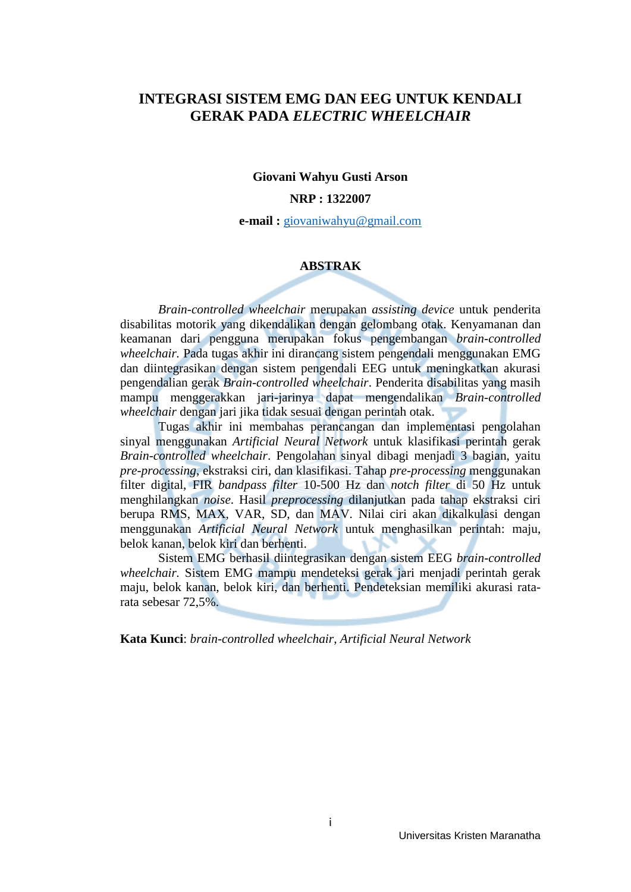# INTEGRASI SISTEM EMG DAN EEG UNTUK KENDALI GERAK PADA *ELECTRIC WHEELCHAIR*

**Giovani Wahyu Gusti Arson**

**NRP : 1322007**

**e-mail :** giovaniwahyu@gmail.com

## ABSTRAK

*Brain-controlled wheelchair* merupakan *assisting device* untuk penderita disabilitas motorik yang dikendalikan dengan gelombang otak. Kenyamanan dan keamanan dari pengguna merupakan fokus pengembangan *brain-controlled wheelchair.* Pada tugas akhir ini dirancang sistem pengendali menggunakan EMG dan diintegrasikan dengan sistem pengendali EEG untuk meningkatkan akurasi pengendalian gerak *Brain-controlled wheelchair*. Penderita disabilitas yang masih mampu menggerakkan jari-jarinya dapat mengendalikan *Brain-controlled wheelchair* dengan jari jika tidak sesuai dengan perintah otak.

Tugas akhir ini membahas perancangan dan implementasi pengolahan sinyal menggunakan *Artificial Neural Network* untuk klasifikasi perintah gerak *Brain-controlled wheelchair*. Pengolahan sinyal dibagi menjadi 3 bagian, yaitu *pre-processing*, ekstraksi ciri, dan klasifikasi. Tahap *pre-processing* menggunakan filter digital, FIR *bandpass filter* 10-500 Hz dan *notch filter* di 50 Hz untuk menghilangkan *noise*. Hasil *preprocessing* dilanjutkan pada tahap ekstraksi ciri berupa RMS, MAX, VAR, SD, dan MAV. Nilai ciri akan dikalkulasi dengan menggunakan *Artificial Neural Network* untuk menghasilkan perintah: maju, belok kanan, belok kiri dan berhenti.

Sistem EMG berhasil diintegrasikan dengan sistem EEG *brain-controlled wheelchair.* Sistem EMG mampu mendeteksi gerak jari menjadi perintah gerak maju, belok kanan, belok kiri, dan berhenti. Pendeteksian memiliki akurasi rata-rata sebesar 72,5%.

**Kata Kunci**: *brain-controlled wheelchair*, *Artificial Neural Network*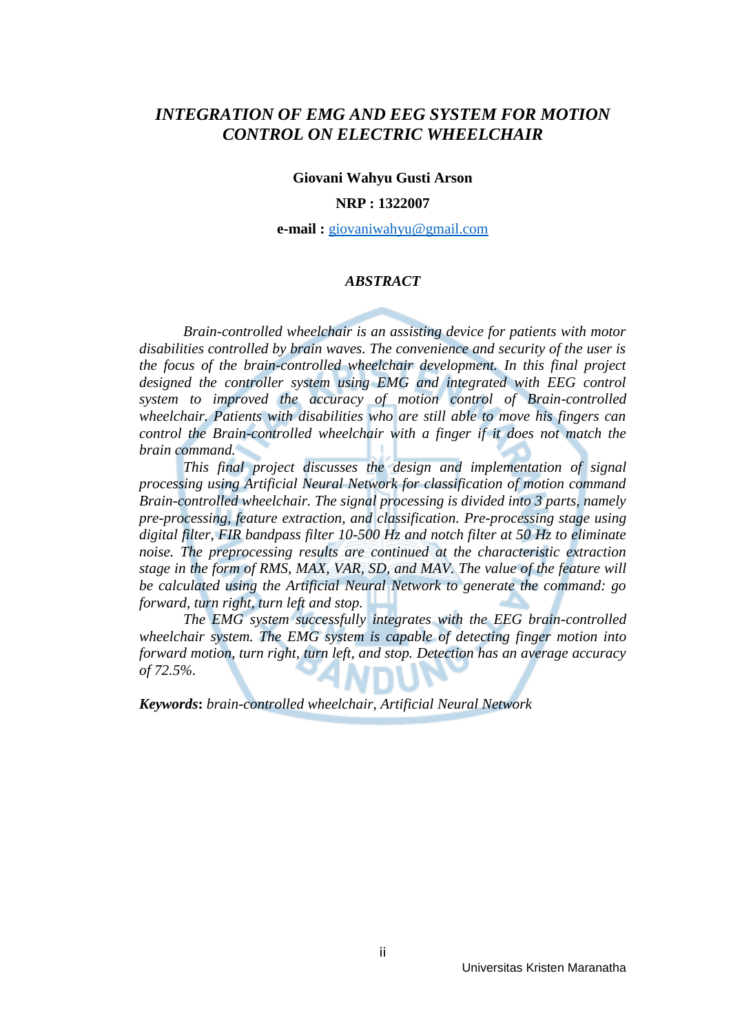# *INTEGRATION OF EMG AND EEG SYSTEM FOR MOTION CONTROL ON ELECTRIC WHEELCHAIR*

**Giovani Wahyu Gusti Arson**

**NRP : 1322007**

**e-mail :** giovaniwahyu@gmail.com

## *ABSTRACT*

*Brain-controlled wheelchair is an assisting device for patients with motor disabilities controlled by brain waves. The convenience and security of the user is the focus of the brain-controlled wheelchair development. In this final project designed the controller system using EMG and integrated with EEG control system to improved the accuracy of motion control of Brain-controlled wheelchair. Patients with disabilities who are still able to move his fingers can control the Brain-controlled wheelchair with a finger if it does not match the brain command.*

*This final project discusses the design and implementation of signal processing using Artificial Neural Network for classification of motion command Brain-controlled wheelchair. The signal processing is divided into 3 parts, namely pre-processing, feature extraction, and classification. Pre-processing stage using digital filter, FIR bandpass filter 10-500 Hz and notch filter at 50 Hz to eliminate noise. The preprocessing results are continued at the characteristic extraction stage in the form of RMS, MAX, VAR, SD, and MAV. The value of the feature will be calculated using the Artificial Neural Network to generate the command: go forward, turn right, turn left and stop.*

*The EMG system successfully integrates with the EEG brain-controlled wheelchair system. The EMG system is capable of detecting finger motion into forward motion, turn right, turn left, and stop. Detection has an average accuracy of 72.5%.*

***Keywords*****:** *brain-controlled wheelchair, Artificial Neural Network*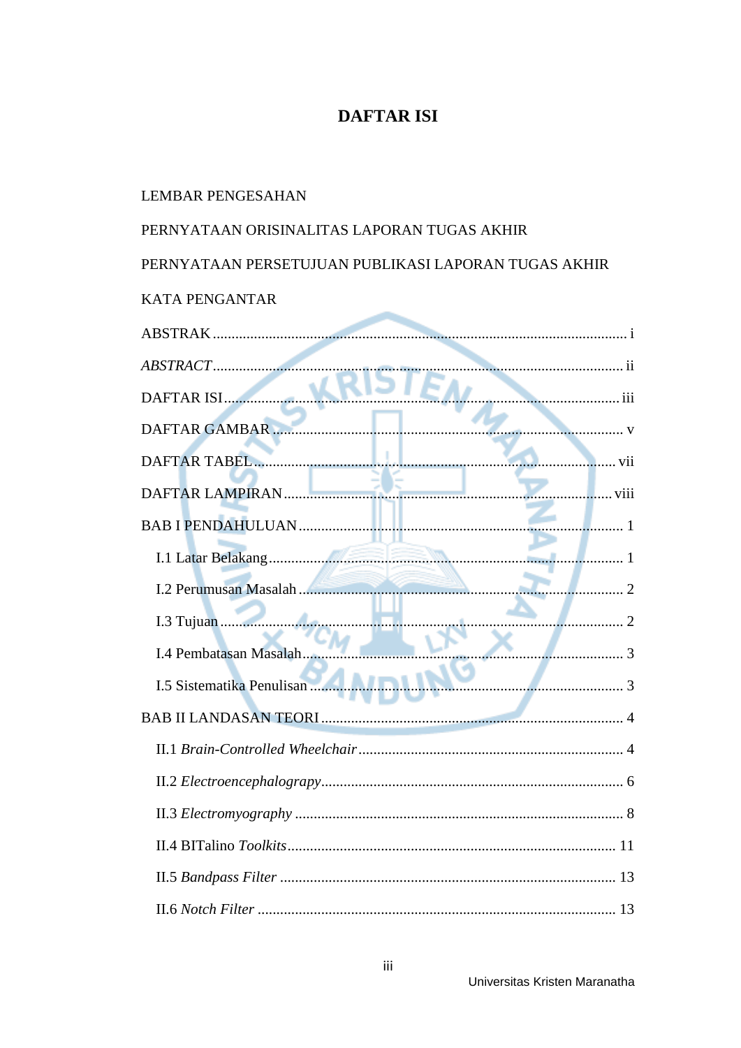# DAFTAR ISI

LEMBAR PENGESAHAN

PERNYATAAN ORISINALITAS LAPORAN TUGAS AKHIR

PERNYATAAN PERSETUJUAN PUBLIKASI LAPORAN TUGAS AKHIR

KATA PENGANTAR

ABSTRAK ............................................................................................................ i

*ABSTRACT* ........................................................................................................ ii

DAFTAR ISI ........................................................................................................ iii

DAFTAR GAMBAR ............................................................................................ v

DAFTAR TABEL ................................................................................................ vii

DAFTAR LAMPIRAN ......................................................................................... viii

BAB I PENDAHULUAN ..................................................................................... 1

I.1 Latar Belakang ................................................................................................. 1

I.2 Perumusan Masalah ......................................................................................... 2

I.3 Tujuan .............................................................................................................. 2

I.4 Pembatasan Masalah ........................................................................................ 3

I.5 Sistematika Penulisan ...................................................................................... 3

BAB II LANDASAN TEORI ............................................................................... 4

II.1 *Brain-Controlled Wheelchair* ....................................................................... 4

II.2 *Electroencephalograpy* ................................................................................ 6

II.3 *Electromyography* ....................................................................................... 8

II.4 BITalino *Toolkits* ........................................................................................ 11

II.5 *Bandpass Filter* ........................................................................................... 13

II.6 *Notch Filter* ................................................................................................ 13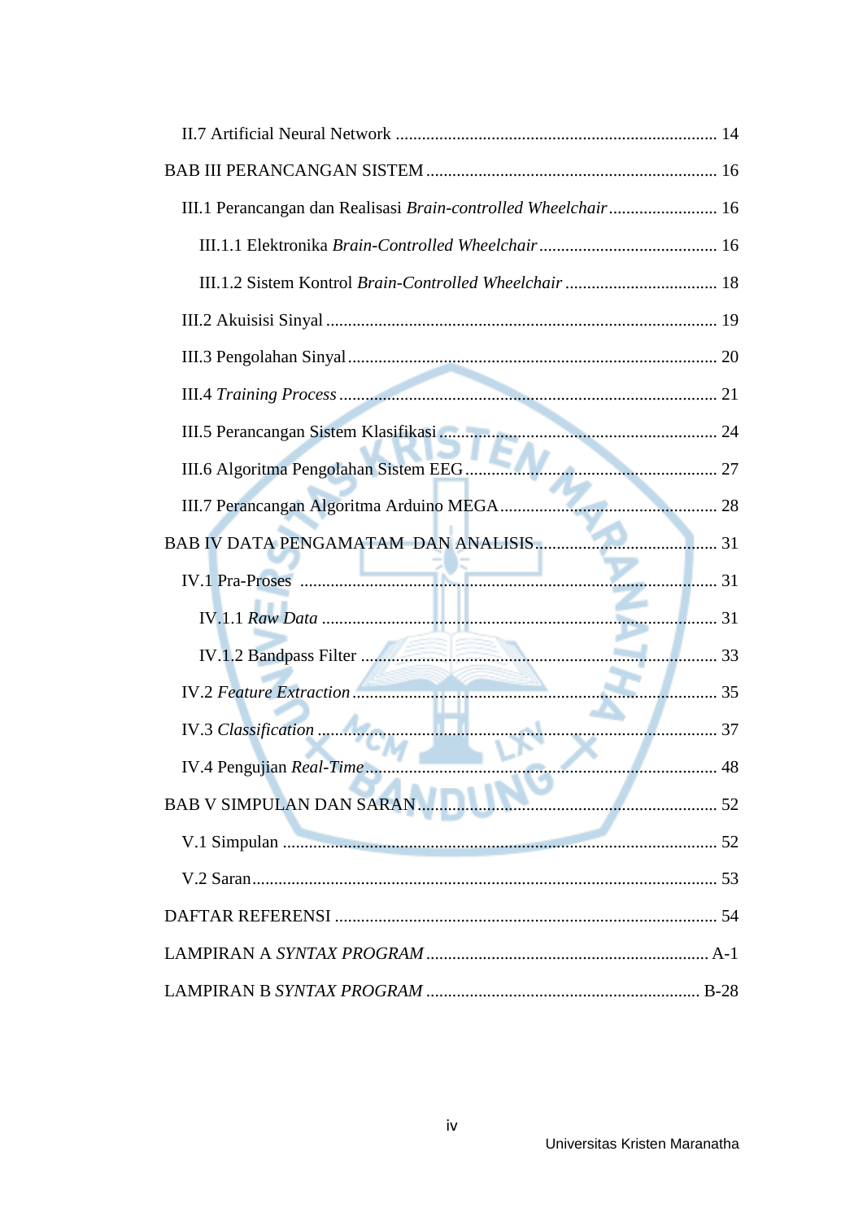II.7 Artificial Neural Network ........................................................................ 14

BAB III PERANCANGAN SISTEM ................................................................. 16

III.1 Perancangan dan Realisasi *Brain-controlled Wheelchair* ......................... 16

III.1.1 Elektronika *Brain-Controlled Wheelchair* ........................................ 16

III.1.2 Sistem Kontrol *Brain-Controlled Wheelchair* .................................. 18

III.2 Akuisisi Sinyal ........................................................................................ 19

III.3 Pengolahan Sinyal .................................................................................... 20

III.4 *Training Process* ...................................................................................... 21

III.5 Perancangan Sistem Klasifikasi ............................................................... 24

III.6 Algoritma Pengolahan Sistem EEG .......................................................... 27

III.7 Perancangan Algoritma Arduino MEGA .................................................. 28

BAB IV DATA PENGAMATAM DAN ANALISIS ......................................... 31

IV.1 Pra-Proses ............................................................................................... 31

IV.1.1 *Raw Data* ......................................................................................... 31

IV.1.2 Bandpass Filter .................................................................................. 33

IV.2 *Feature Extraction* ................................................................................... 35

IV.3 *Classification* ........................................................................................... 37

IV.4 Pengujian *Real-Time* ................................................................................ 48

BAB V SIMPULAN DAN SARAN .................................................................. 52

V.1 Simpulan ................................................................................................... 52

V.2 Saran ......................................................................................................... 53

DAFTAR REFERENSI ...................................................................................... 54

LAMPIRAN A *SYNTAX PROGRAM* ............................................................... A-1

LAMPIRAN B *SYNTAX PROGRAM* ............................................................. B-28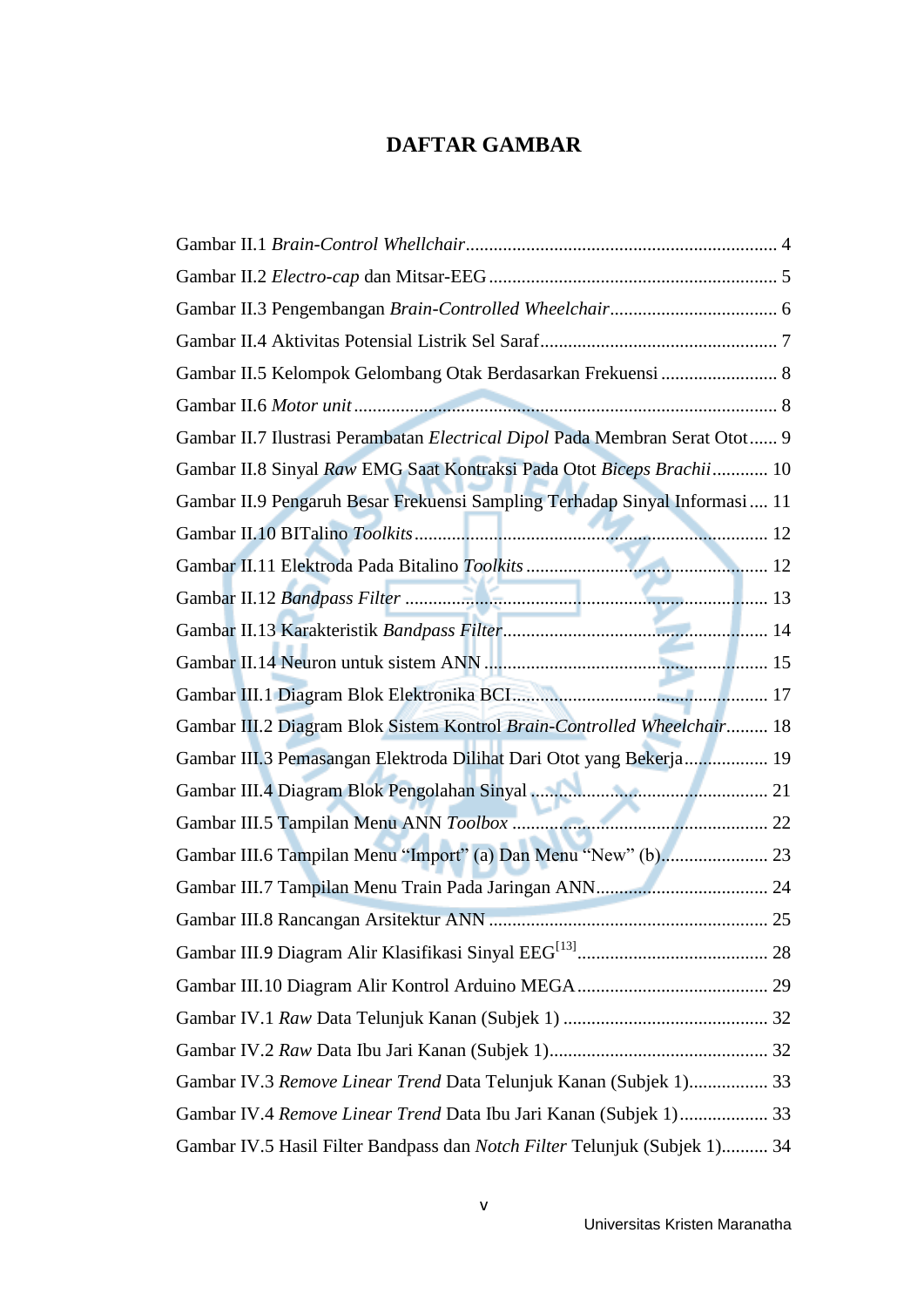# DAFTAR GAMBAR

Gambar II.1 *Brain-Control Whellchair* ................................................................. 4
Gambar II.2 *Electro-cap* dan Mitsar-EEG ............................................................. 5
Gambar II.3 Pengembangan *Brain-Controlled Wheelchair* ................................... 6
Gambar II.4 Aktivitas Potensial Listrik Sel Saraf .................................................. 7
Gambar II.5 Kelompok Gelombang Otak Berdasarkan Frekuensi ......................... 8
Gambar II.6 *Motor unit* .......................................................................................... 8
Gambar II.7 Ilustrasi Perambatan *Electrical Dipol* Pada Membran Serat Otot ...... 9
Gambar II.8 Sinyal *Raw* EMG Saat Kontraksi Pada Otot *Biceps Brachii* ............ 10
Gambar II.9 Pengaruh Besar Frekuensi Sampling Terhadap Sinyal Informasi .... 11
Gambar II.10 BITalino *Toolkits* ............................................................................ 12
Gambar II.11 Elektroda Pada Bitalino *Toolkits* .................................................... 12
Gambar II.12 *Bandpass Filter* .............................................................................. 13
Gambar II.13 Karakteristik *Bandpass Filter* ......................................................... 14
Gambar II.14 Neuron untuk sistem ANN ............................................................. 15
Gambar III.1 Diagram Blok Elektronika BCI ....................................................... 17
Gambar III.2 Diagram Blok Sistem Kontrol *Brain-Controlled Wheelchair* ......... 18
Gambar III.3 Pemasangan Elektroda Dilihat Dari Otot yang Bekerja .................. 19
Gambar III.4 Diagram Blok Pengolahan Sinyal ................................................... 21
Gambar III.5 Tampilan Menu ANN *Toolbox* ....................................................... 22
Gambar III.6 Tampilan Menu "Import" (a) Dan Menu "New" (b) ........................ 23
Gambar III.7 Tampilan Menu Train Pada Jaringan ANN ..................................... 24
Gambar III.8 Rancangan Arsitektur ANN ............................................................ 25
Gambar III.9 Diagram Alir Klasifikasi Sinyal EEG[13] ......................................... 28
Gambar III.10 Diagram Alir Kontrol Arduino MEGA ......................................... 29
Gambar IV.1 *Raw* Data Telunjuk Kanan (Subjek 1) ............................................ 32
Gambar IV.2 *Raw* Data Ibu Jari Kanan (Subjek 1) ............................................... 32
Gambar IV.3 *Remove Linear Trend* Data Telunjuk Kanan (Subjek 1) ................. 33
Gambar IV.4 *Remove Linear Trend* Data Ibu Jari Kanan (Subjek 1) ................... 33
Gambar IV.5 Hasil Filter Bandpass dan *Notch Filter* Telunjuk (Subjek 1) .......... 34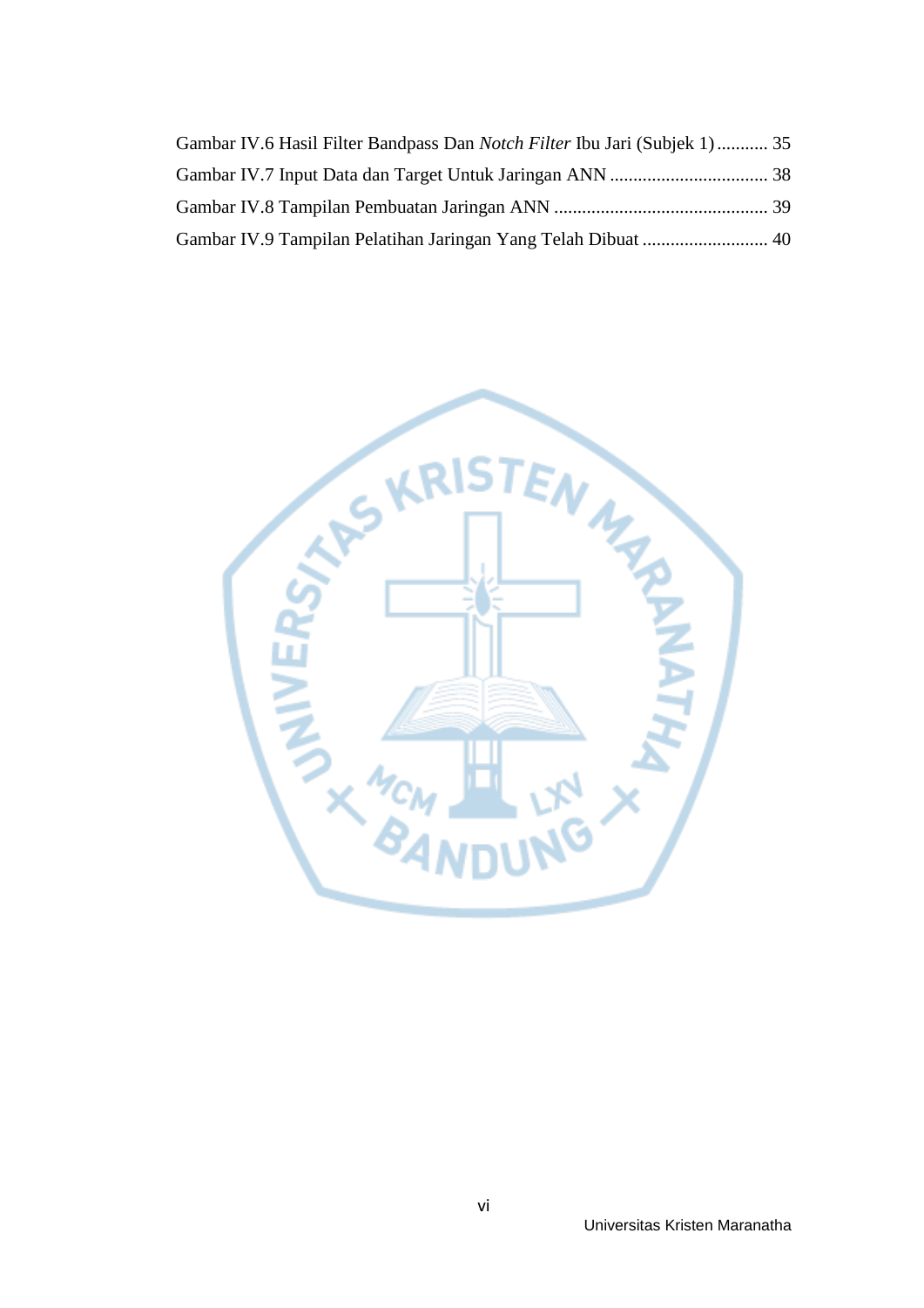Gambar IV.6 Hasil Filter Bandpass Dan *Notch Filter* Ibu Jari (Subjek 1) ........... 35

Gambar IV.7 Input Data dan Target Untuk Jaringan ANN .................................. 38

Gambar IV.8 Tampilan Pembuatan Jaringan ANN ............................................. 39

Gambar IV.9 Tampilan Pelatihan Jaringan Yang Telah Dibuat ........................... 40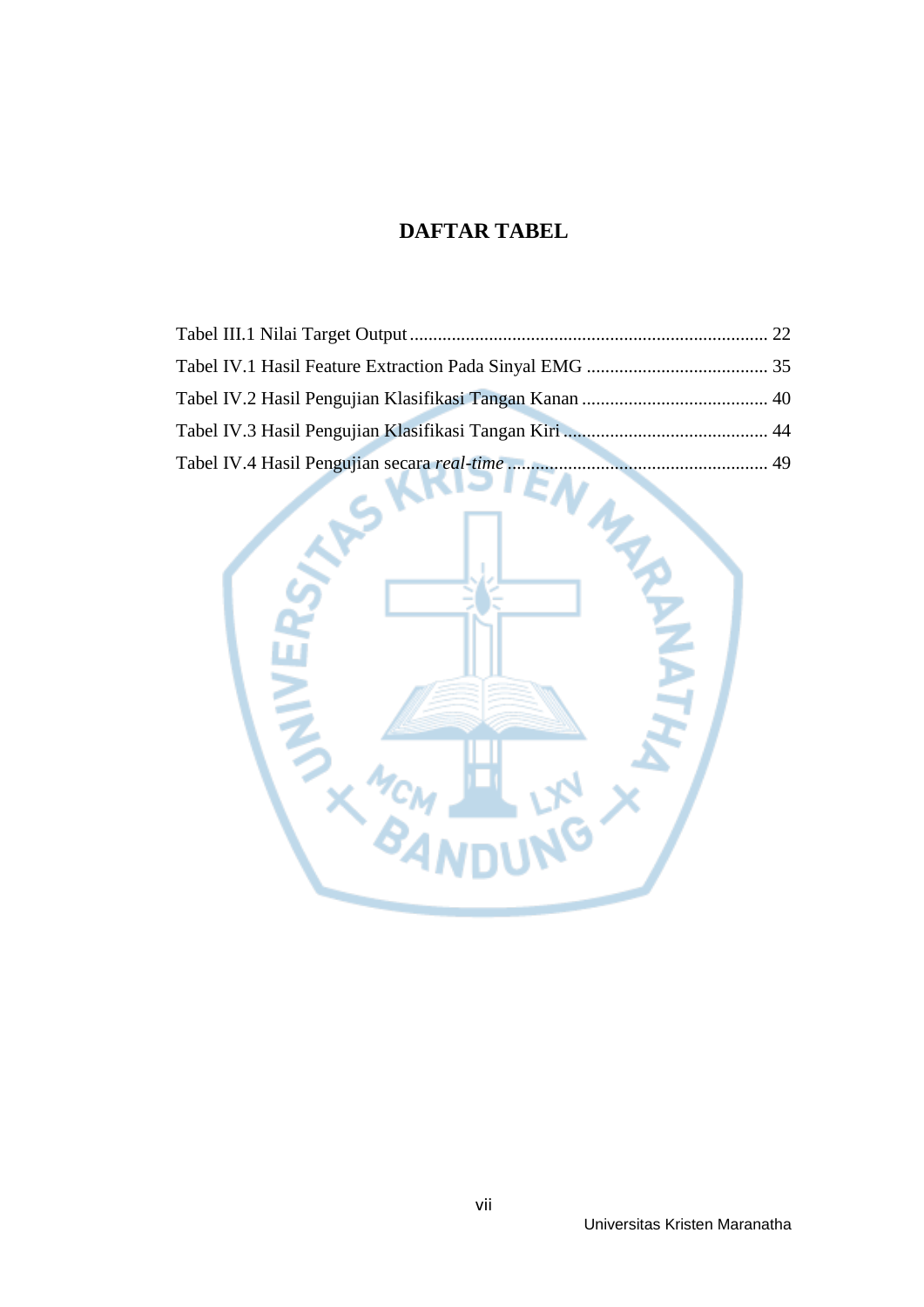# DAFTAR TABEL

Tabel III.1 Nilai Target Output ............................................................................. 22
Tabel IV.1 Hasil Feature Extraction Pada Sinyal EMG ....................................... 35
Tabel IV.2 Hasil Pengujian Klasifikasi Tangan Kanan ........................................ 40
Tabel IV.3 Hasil Pengujian Klasifikasi Tangan Kiri ............................................ 44
Tabel IV.4 Hasil Pengujian secara *real-time* ......................................................... 49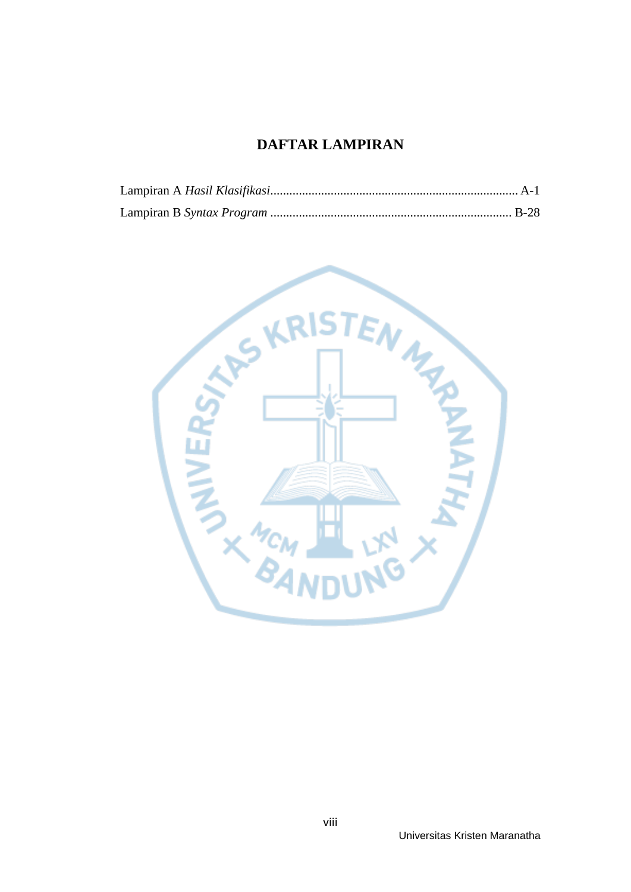# DAFTAR LAMPIRAN

Lampiran A *Hasil Klasifikasi*.............................................................................. A-1

Lampiran B *Syntax Program* ............................................................................ B-28